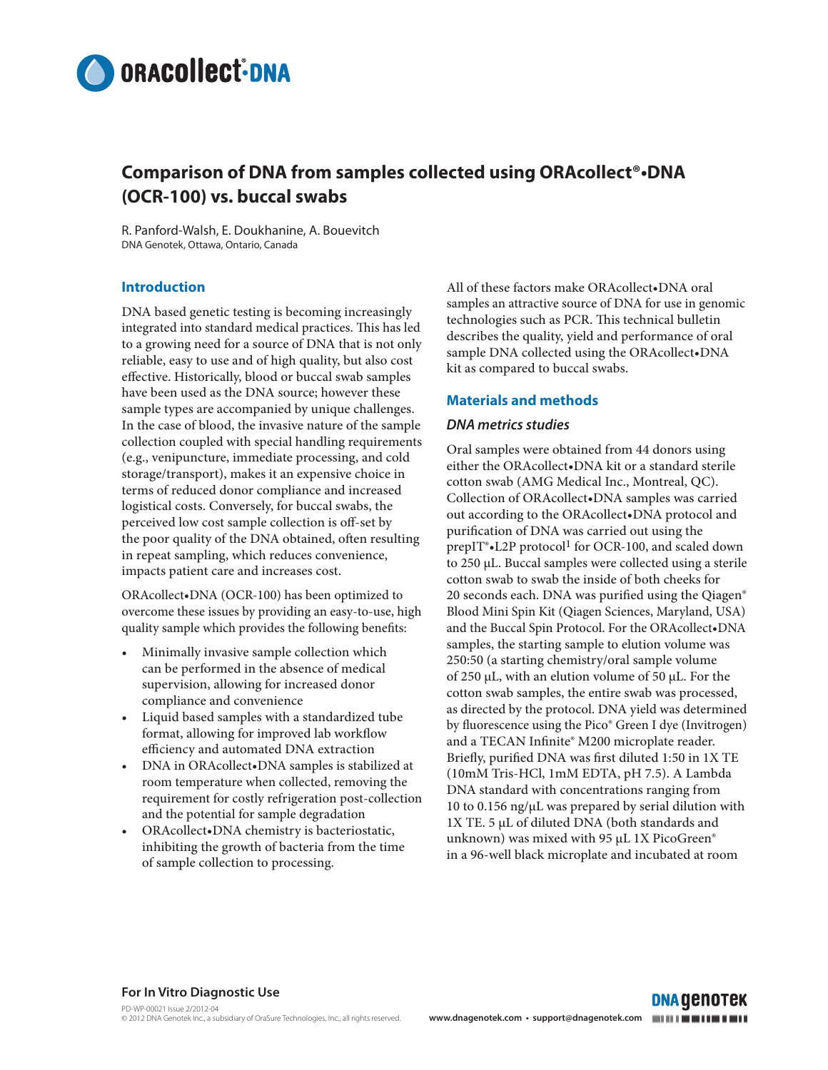# Comparison of DNA from samples collected using ORAcollect®•DNA (OCR-100) vs. buccal swabs

R. Panford-Walsh, E. Doukhanine, A. Bouevitch
DNA Genotek, Ottawa, Ontario, Canada

## Introduction

DNA based genetic testing is becoming increasingly integrated into standard medical practices. This has led to a growing need for a source of DNA that is not only reliable, easy to use and of high quality, but also cost effective. Historically, blood or buccal swab samples have been used as the DNA source; however these sample types are accompanied by unique challenges. In the case of blood, the invasive nature of the sample collection coupled with special handling requirements (e.g., venipuncture, immediate processing, and cold storage/transport), makes it an expensive choice in terms of reduced donor compliance and increased logistical costs. Conversely, for buccal swabs, the perceived low cost sample collection is off-set by the poor quality of the DNA obtained, often resulting in repeat sampling, which reduces convenience, impacts patient care and increases cost.

ORAcollect•DNA (OCR-100) has been optimized to overcome these issues by providing an easy-to-use, high quality sample which provides the following benefits:

- Minimally invasive sample collection which can be performed in the absence of medical supervision, allowing for increased donor compliance and convenience
- Liquid based samples with a standardized tube format, allowing for improved lab workflow efficiency and automated DNA extraction
- DNA in ORAcollect•DNA samples is stabilized at room temperature when collected, removing the requirement for costly refrigeration post-collection and the potential for sample degradation
- ORAcollect•DNA chemistry is bacteriostatic, inhibiting the growth of bacteria from the time of sample collection to processing.

All of these factors make ORAcollect•DNA oral samples an attractive source of DNA for use in genomic technologies such as PCR. This technical bulletin describes the quality, yield and performance of oral sample DNA collected using the ORAcollect•DNA kit as compared to buccal swabs.

## Materials and methods

### *DNA metrics studies*

Oral samples were obtained from 44 donors using either the ORAcollect•DNA kit or a standard sterile cotton swab (AMG Medical Inc., Montreal, QC). Collection of ORAcollect•DNA samples was carried out according to the ORAcollect•DNA protocol and purification of DNA was carried out using the prepIT®•L2P protocol[1] for OCR-100, and scaled down to 250 µL. Buccal samples were collected using a sterile cotton swab to swab the inside of both cheeks for 20 seconds each. DNA was purified using the Qiagen® Blood Mini Spin Kit (Qiagen Sciences, Maryland, USA) and the Buccal Spin Protocol. For the ORAcollect•DNA samples, the starting sample to elution volume was 250:50 (a starting chemistry/oral sample volume of 250 µL, with an elution volume of 50 µL. For the cotton swab samples, the entire swab was processed, as directed by the protocol. DNA yield was determined by fluorescence using the Pico® Green I dye (Invitrogen) and a TECAN Infinite® M200 microplate reader. Briefly, purified DNA was first diluted 1:50 in 1X TE (10mM Tris-HCl, 1mM EDTA, pH 7.5). A Lambda DNA standard with concentrations ranging from 10 to 0.156 ng/µL was prepared by serial dilution with 1X TE. 5 µL of diluted DNA (both standards and unknown) was mixed with 95 µL 1X PicoGreen® in a 96-well black microplate and incubated at room

**For In Vitro Diagnostic Use**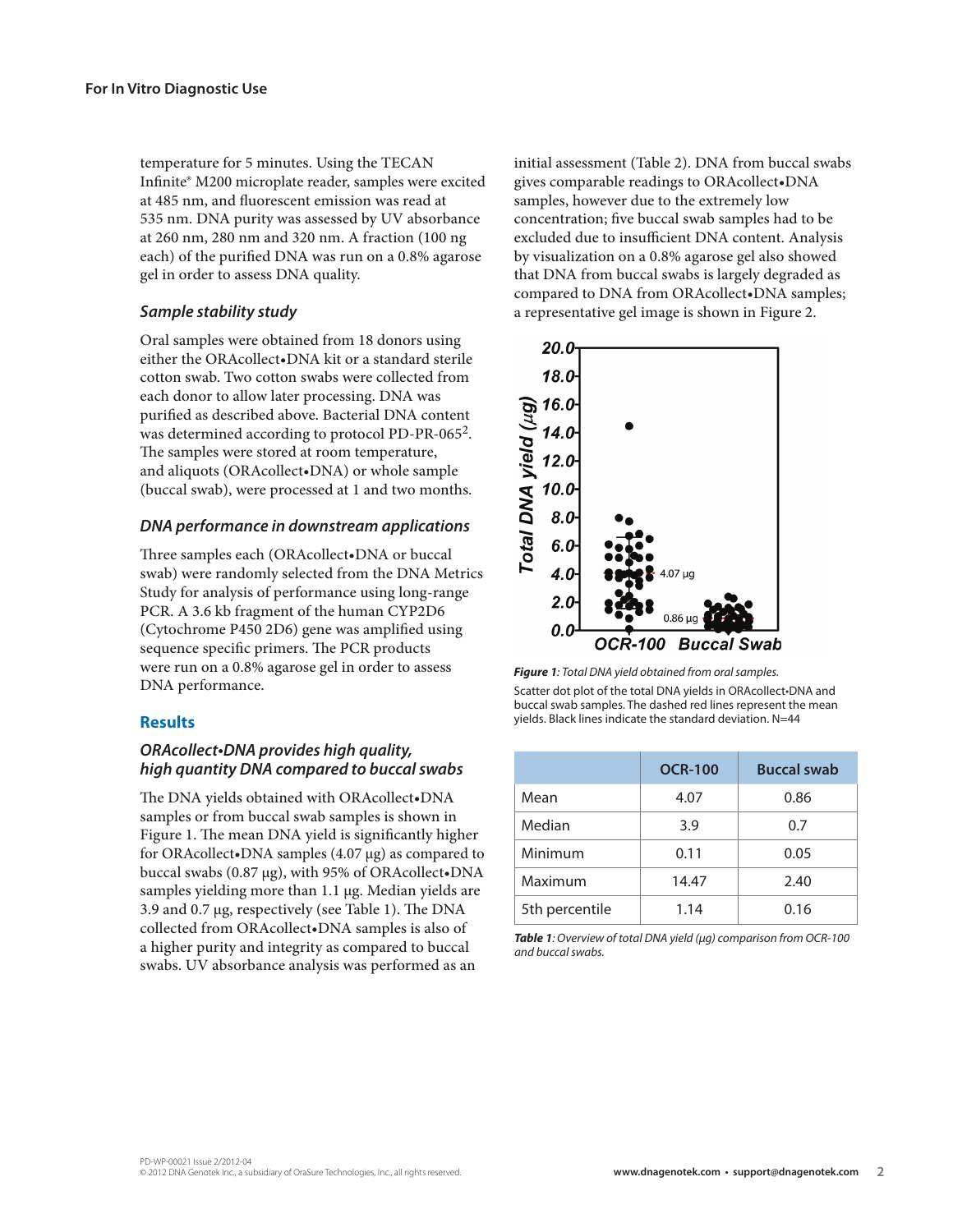temperature for 5 minutes. Using the TECAN Infinite® M200 microplate reader, samples were excited at 485 nm, and fluorescent emission was read at 535 nm. DNA purity was assessed by UV absorbance at 260 nm, 280 nm and 320 nm. A fraction (100 ng each) of the purified DNA was run on a 0.8% agarose gel in order to assess DNA quality.

### *Sample stability study*

Oral samples were obtained from 18 donors using either the ORAcollect•DNA kit or a standard sterile cotton swab. Two cotton swabs were collected from each donor to allow later processing. DNA was purified as described above. Bacterial DNA content was determined according to protocol PD-PR-065[2]. The samples were stored at room temperature, and aliquots (ORAcollect•DNA) or whole sample (buccal swab), were processed at 1 and two months.

### *DNA performance in downstream applications*

Three samples each (ORAcollect•DNA or buccal swab) were randomly selected from the DNA Metrics Study for analysis of performance using long-range PCR. A 3.6 kb fragment of the human CYP2D6 (Cytochrome P450 2D6) gene was amplified using sequence specific primers. The PCR products were run on a 0.8% agarose gel in order to assess DNA performance.

## Results

### *ORAcollect•DNA provides high quality, high quantity DNA compared to buccal swabs*

The DNA yields obtained with ORAcollect•DNA samples or from buccal swab samples is shown in Figure 1. The mean DNA yield is significantly higher for ORAcollect•DNA samples (4.07 µg) as compared to buccal swabs (0.87 µg), with 95% of ORAcollect•DNA samples yielding more than 1.1 µg. Median yields are 3.9 and 0.7 µg, respectively (see Table 1). The DNA collected from ORAcollect•DNA samples is also of a higher purity and integrity as compared to buccal swabs. UV absorbance analysis was performed as an initial assessment (Table 2). DNA from buccal swabs gives comparable readings to ORAcollect•DNA samples, however due to the extremely low concentration; five buccal swab samples had to be excluded due to insufficient DNA content. Analysis by visualization on a 0.8% agarose gel also showed that DNA from buccal swabs is largely degraded as compared to DNA from ORAcollect•DNA samples; a representative gel image is shown in Figure 2.

***Figure 1****: Total DNA yield obtained from oral samples.*
Scatter dot plot of the total DNA yields in ORAcollect•DNA and buccal swab samples. The dashed red lines represent the mean yields. Black lines indicate the standard deviation. N=44

| | OCR-100 | Buccal swab |
|---|---|---|
| Mean | 4.07 | 0.86 |
| Median | 3.9 | 0.7 |
| Minimum | 0.11 | 0.05 |
| Maximum | 14.47 | 2.40 |
| 5th percentile | 1.14 | 0.16 |

***Table 1****: Overview of total DNA yield (µg) comparison from OCR-100 and buccal swabs.*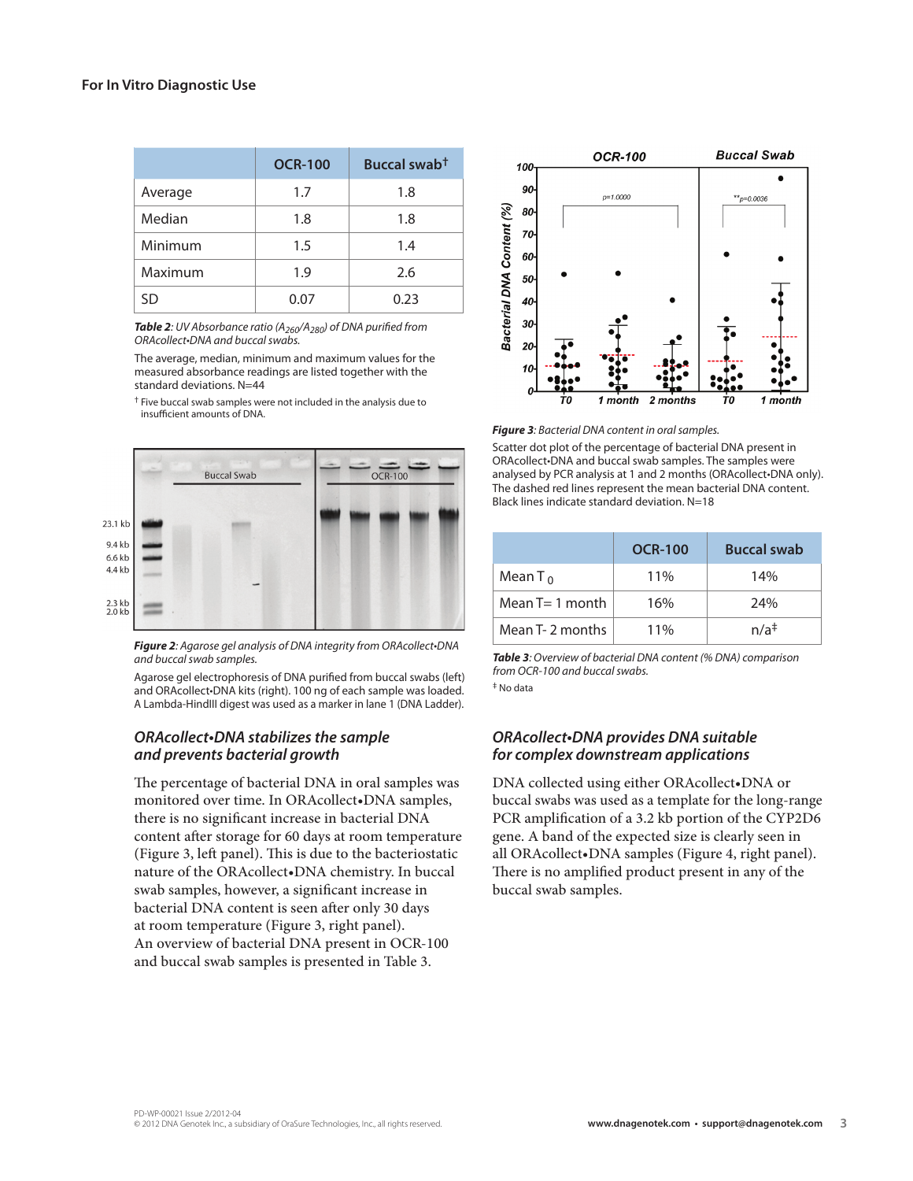For In Vitro Diagnostic Use

| | OCR-100 | Buccal swab† |
|---|---|---|
| Average | 1.7 | 1.8 |
| Median | 1.8 | 1.8 |
| Minimum | 1.5 | 1.4 |
| Maximum | 1.9 | 2.6 |
| SD | 0.07 | 0.23 |

***Table 2**: UV Absorbance ratio ($A_{260}/A_{280}$) of DNA purified from ORAcollect•DNA and buccal swabs.*

The average, median, minimum and maximum values for the measured absorbance readings are listed together with the standard deviations. N=44

† Five buccal swab samples were not included in the analysis due to insufficient amounts of DNA.

Buccal Swab
OCR-100
23.1 kb
9.4 kb
6.6 kb
4.4 kb
2.3 kb
2.0 kb

***Figure 2**: Agarose gel analysis of DNA integrity from ORAcollect•DNA and buccal swab samples.*

Agarose gel electrophoresis of DNA purified from buccal swabs (left) and ORAcollect•DNA kits (right). 100 ng of each sample was loaded. A Lambda-HindIII digest was used as a marker in lane 1 (DNA Ladder).

OCR-100
Buccal Swab
Bacterial DNA Content (%)
100
90
80
70
60
50
40
30
20
10
0
p=1.0000
**p=0.0036
T0
1 month
2 months
T0
1 month

***Figure 3**: Bacterial DNA content in oral samples.*

Scatter dot plot of the percentage of bacterial DNA present in ORAcollect•DNA and buccal swab samples. The samples were analysed by PCR analysis at 1 and 2 months (ORAcollect•DNA only). The dashed red lines represent the mean bacterial DNA content. Black lines indicate standard deviation. N=18

| | OCR-100 | Buccal swab |
|---|---|---|
| Mean $T_0$ | 11% | 14% |
| Mean T= 1 month | 16% | 24% |
| Mean T- 2 months | 11% | n/a‡ |

***Table 3**: Overview of bacterial DNA content (% DNA) comparison from OCR-100 and buccal swabs.*

‡ No data

### *ORAcollect•DNA stabilizes the sample and prevents bacterial growth*

The percentage of bacterial DNA in oral samples was monitored over time. In ORAcollect•DNA samples, there is no significant increase in bacterial DNA content after storage for 60 days at room temperature (Figure 3, left panel). This is due to the bacteriostatic nature of the ORAcollect•DNA chemistry. In buccal swab samples, however, a significant increase in bacterial DNA content is seen after only 30 days at room temperature (Figure 3, right panel). An overview of bacterial DNA present in OCR-100 and buccal swab samples is presented in Table 3.

### *ORAcollect•DNA provides DNA suitable for complex downstream applications*

DNA collected using either ORAcollect•DNA or buccal swabs was used as a template for the long-range PCR amplification of a 3.2 kb portion of the CYP2D6 gene. A band of the expected size is clearly seen in all ORAcollect•DNA samples (Figure 4, right panel). There is no amplified product present in any of the buccal swab samples.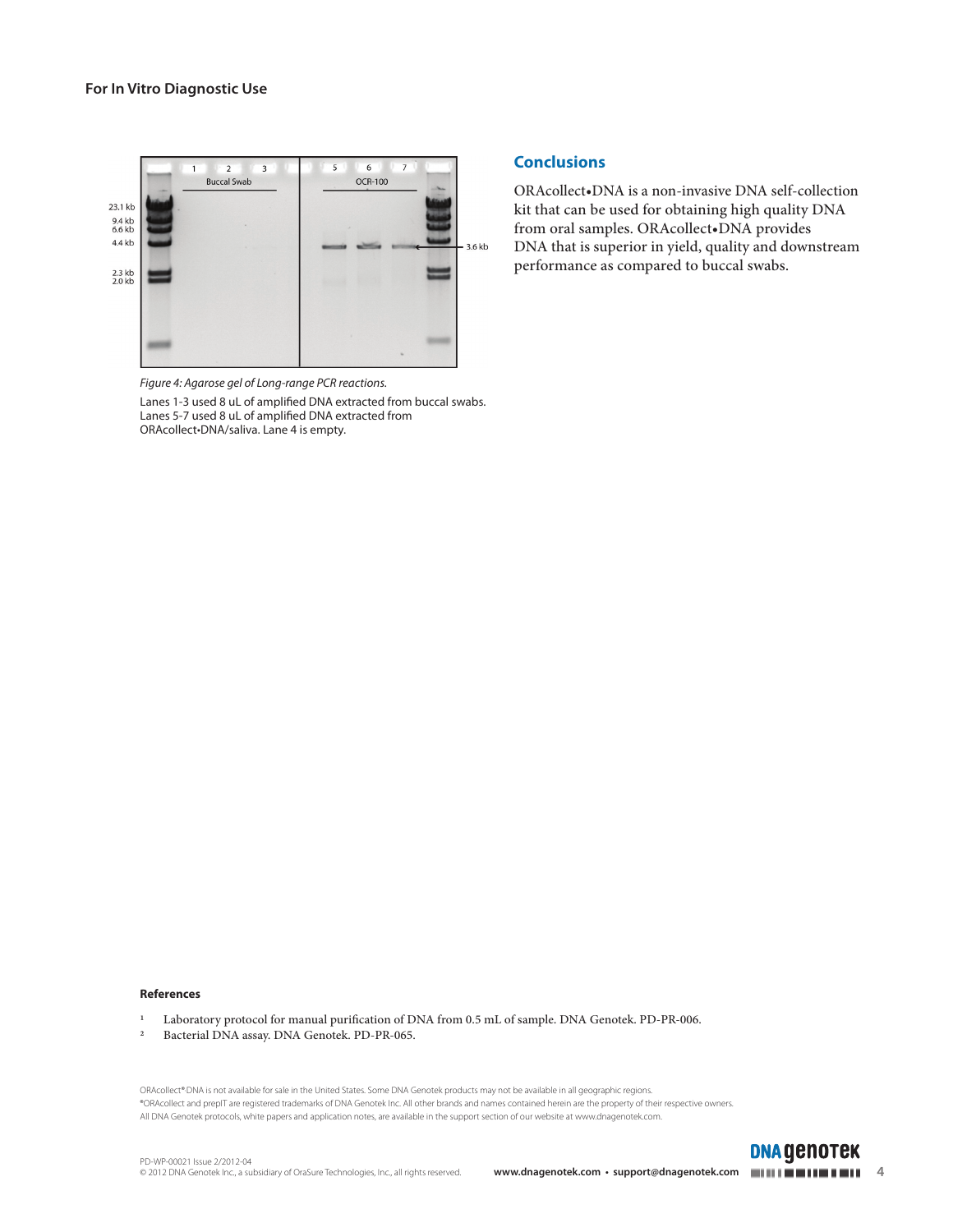**For In Vitro Diagnostic Use**

1 2 3
Buccal Swab
5 6 7
OCR-100
23.1 kb
9.4 kb
6.6 kb
4.4 kb
2.3 kb
2.0 kb
3.6 kb

*Figure 4: Agarose gel of Long-range PCR reactions.*

Lanes 1-3 used 8 uL of amplified DNA extracted from buccal swabs. Lanes 5-7 used 8 uL of amplified DNA extracted from ORAcollect•DNA/saliva. Lane 4 is empty.

## Conclusions

ORAcollect•DNA is a non-invasive DNA self-collection kit that can be used for obtaining high quality DNA from oral samples. ORAcollect•DNA provides DNA that is superior in yield, quality and downstream performance as compared to buccal swabs.

**References**

1. Laboratory protocol for manual purification of DNA from 0.5 mL of sample. DNA Genotek. PD-PR-006.
2. Bacterial DNA assay. DNA Genotek. PD-PR-065.

ORAcollect®DNA is not available for sale in the United States. Some DNA Genotek products may not be available in all geographic regions.
®ORAcollect and prepIT are registered trademarks of DNA Genotek Inc. All other brands and names contained herein are the property of their respective owners.
All DNA Genotek protocols, white papers and application notes, are available in the support section of our website at www.dnagenotek.com.

PD-WP-00021 Issue 2/2012-04
© 2012 DNA Genotek Inc., a subsidiary of OraSure Technologies, Inc., all rights reserved.

**www.dnagenotek.com • support@dnagenotek.com**